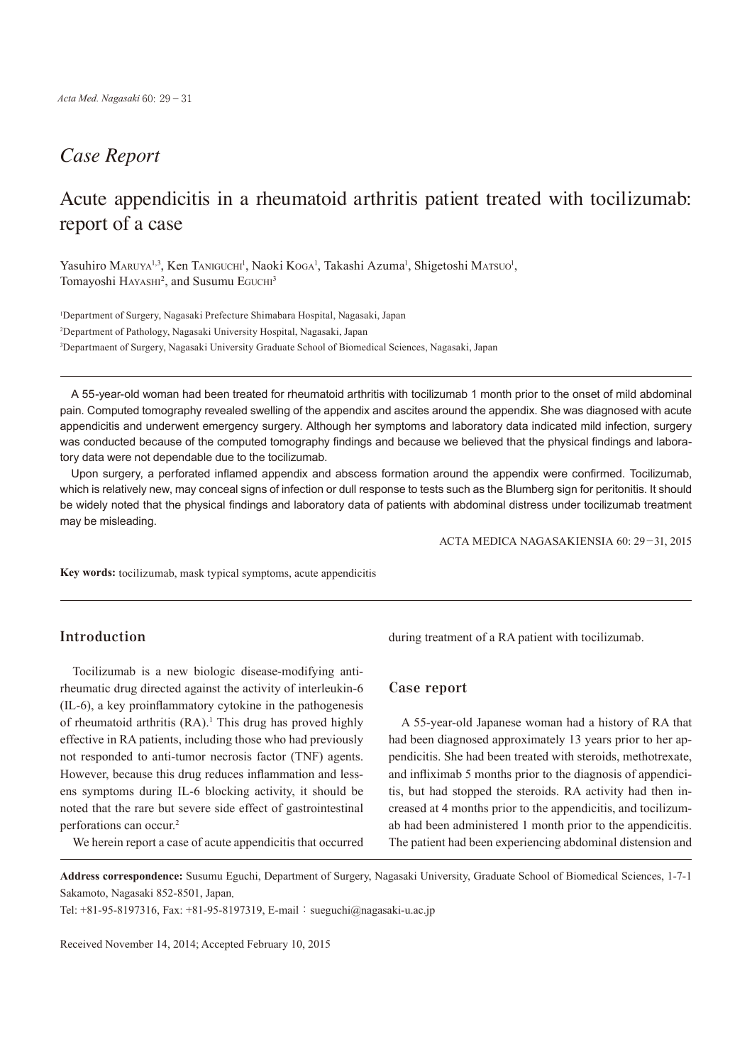*Case Report*

# Acute appendicitis in a rheumatoid arthritis patient treated with tocilizumab: report of a case

Yasuhiro Maruya[1,3], Ken Taniguchi[1], Naoki Koga[1], Takashi Azuma[1], Shigetoshi Matsuo[1], Tomayoshi Hayashi[2], and Susumu Eguchi[3]

[1]Department of Surgery, Nagasaki Prefecture Shimabara Hospital, Nagasaki, Japan

[2]Department of Pathology, Nagasaki University Hospital, Nagasaki, Japan

[3]Departmaent of Surgery, Nagasaki University Graduate School of Biomedical Sciences, Nagasaki, Japan

A 55-year-old woman had been treated for rheumatoid arthritis with tocilizumab 1 month prior to the onset of mild abdominal pain. Computed tomography revealed swelling of the appendix and ascites around the appendix. She was diagnosed with acute appendicitis and underwent emergency surgery. Although her symptoms and laboratory data indicated mild infection, surgery was conducted because of the computed tomography findings and because we believed that the physical findings and laboratory data were not dependable due to the tocilizumab.

Upon surgery, a perforated inflamed appendix and abscess formation around the appendix were confirmed. Tocilizumab, which is relatively new, may conceal signs of infection or dull response to tests such as the Blumberg sign for peritonitis. It should be widely noted that the physical findings and laboratory data of patients with abdominal distress under tocilizumab treatment may be misleading.

ACTA MEDICA NAGASAKIENSIA 60: 29−31, 2015

**Key words:** tocilizumab, mask typical symptoms, acute appendicitis

## Introduction

Tocilizumab is a new biologic disease-modifying antirheumatic drug directed against the activity of interleukin-6 (IL-6), a key proinflammatory cytokine in the pathogenesis of rheumatoid arthritis (RA).[1] This drug has proved highly effective in RA patients, including those who had previously not responded to anti-tumor necrosis factor (TNF) agents. However, because this drug reduces inflammation and lessens symptoms during IL-6 blocking activity, it should be noted that the rare but severe side effect of gastrointestinal perforations can occur.[2]

We herein report a case of acute appendicitis that occurred during treatment of a RA patient with tocilizumab.

## Case report

A 55-year-old Japanese woman had a history of RA that had been diagnosed approximately 13 years prior to her appendicitis. She had been treated with steroids, methotrexate, and infliximab 5 months prior to the diagnosis of appendicitis, but had stopped the steroids. RA activity had then increased at 4 months prior to the appendicitis, and tocilizumab had been administered 1 month prior to the appendicitis. The patient had been experiencing abdominal distension and

**Address correspondence:** Susumu Eguchi, Department of Surgery, Nagasaki University, Graduate School of Biomedical Sciences, 1-7-1 Sakamoto, Nagasaki 852-8501, Japan.

Tel: +81-95-8197316, Fax: +81-95-8197319, E-mail：sueguchi@nagasaki-u.ac.jp

Received November 14, 2014; Accepted February 10, 2015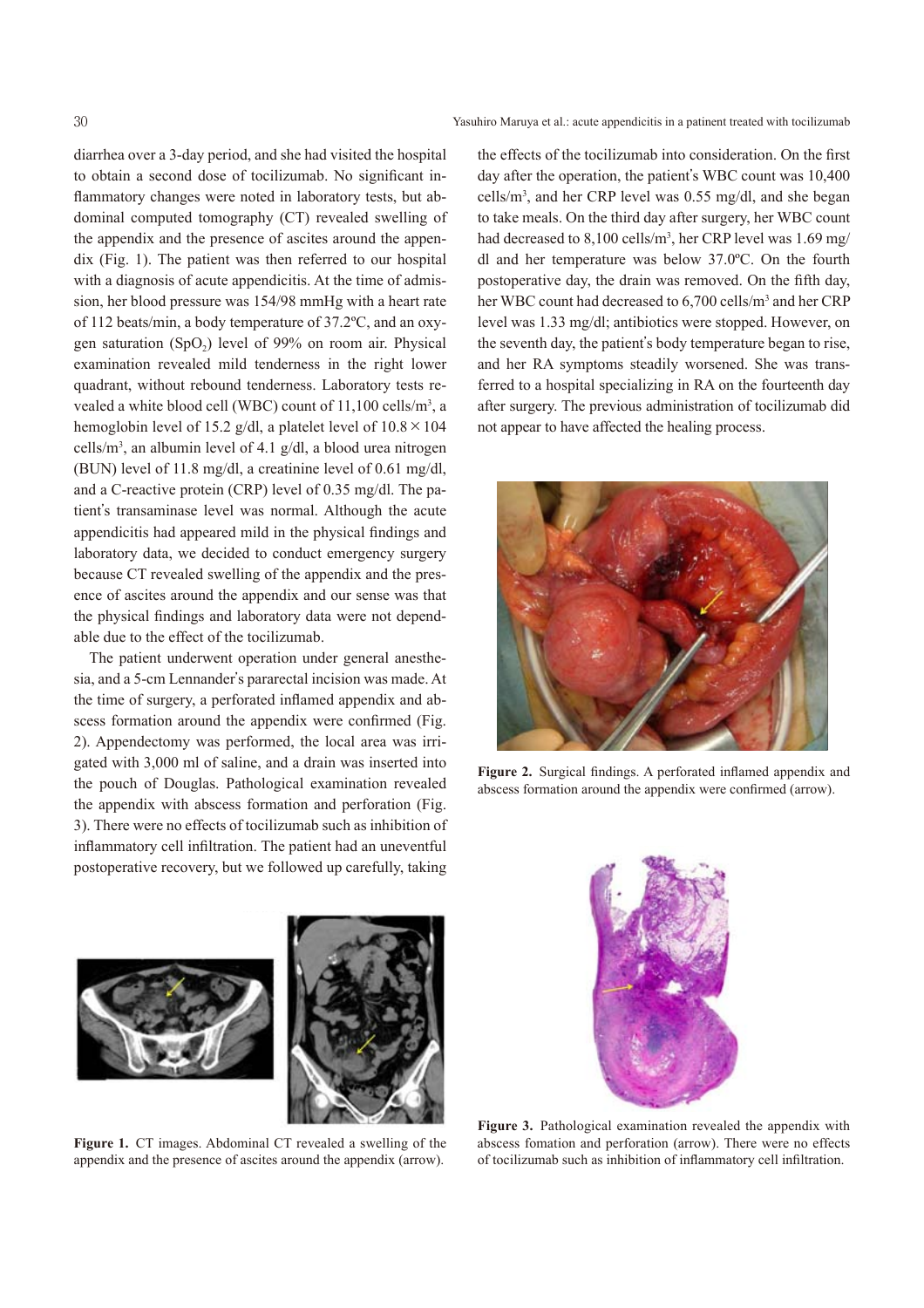diarrhea over a 3-day period, and she had visited the hospital to obtain a second dose of tocilizumab. No significant inflammatory changes were noted in laboratory tests, but abdominal computed tomography (CT) revealed swelling of the appendix and the presence of ascites around the appendix (Fig. 1). The patient was then referred to our hospital with a diagnosis of acute appendicitis. At the time of admission, her blood pressure was 154/98 mmHg with a heart rate of 112 beats/min, a body temperature of 37.2ºC, and an oxygen saturation ($SpO_2$) level of 99% on room air. Physical examination revealed mild tenderness in the right lower quadrant, without rebound tenderness. Laboratory tests revealed a white blood cell (WBC) count of 11,100 cells/m$^3$, a hemoglobin level of 15.2 g/dl, a platelet level of $10.8 \times 104$ cells/m$^3$, an albumin level of 4.1 g/dl, a blood urea nitrogen (BUN) level of 11.8 mg/dl, a creatinine level of 0.61 mg/dl, and a C-reactive protein (CRP) level of 0.35 mg/dl. The patient's transaminase level was normal. Although the acute appendicitis had appeared mild in the physical findings and laboratory data, we decided to conduct emergency surgery because CT revealed swelling of the appendix and the presence of ascites around the appendix and our sense was that the physical findings and laboratory data were not dependable due to the effect of the tocilizumab.

The patient underwent operation under general anesthesia, and a 5-cm Lennander's pararectal incision was made. At the time of surgery, a perforated inflamed appendix and abscess formation around the appendix were confirmed (Fig. 2). Appendectomy was performed, the local area was irrigated with 3,000 ml of saline, and a drain was inserted into the pouch of Douglas. Pathological examination revealed the appendix with abscess formation and perforation (Fig. 3). There were no effects of tocilizumab such as inhibition of inflammatory cell infiltration. The patient had an uneventful postoperative recovery, but we followed up carefully, taking the effects of the tocilizumab into consideration. On the first day after the operation, the patient's WBC count was 10,400 cells/m$^3$, and her CRP level was 0.55 mg/dl, and she began to take meals. On the third day after surgery, her WBC count had decreased to 8,100 cells/m$^3$, her CRP level was 1.69 mg/dl and her temperature was below 37.0ºC. On the fourth postoperative day, the drain was removed. On the fifth day, her WBC count had decreased to 6,700 cells/m$^3$ and her CRP level was 1.33 mg/dl; antibiotics were stopped. However, on the seventh day, the patient's body temperature began to rise, and her RA symptoms steadily worsened. She was transferred to a hospital specializing in RA on the fourteenth day after surgery. The previous administration of tocilizumab did not appear to have affected the healing process.

**Figure 1.** CT images. Abdominal CT revealed a swelling of the appendix and the presence of ascites around the appendix (arrow).

**Figure 2.** Surgical findings. A perforated inflamed appendix and abscess formation around the appendix were confirmed (arrow).

**Figure 3.** Pathological examination revealed the appendix with abscess fomation and perforation (arrow). There were no effects of tocilizumab such as inhibition of inflammatory cell infiltration.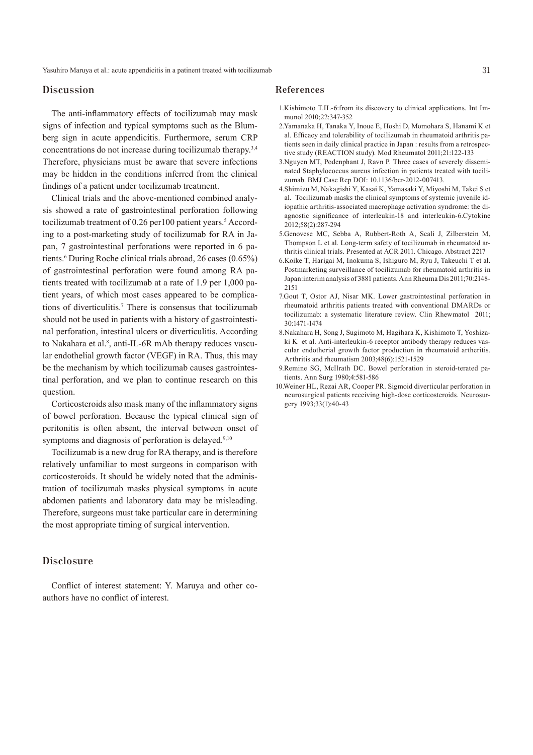## Discussion

The anti-inflammatory effects of tocilizumab may mask signs of infection and typical symptoms such as the Blumberg sign in acute appendicitis. Furthermore, serum CRP concentrations do not increase during tocilizumab therapy.[3,4] Therefore, physicians must be aware that severe infections may be hidden in the conditions inferred from the clinical findings of a patient under tocilizumab treatment.

Clinical trials and the above-mentioned combined analysis showed a rate of gastrointestinal perforation following tocilizumab treatment of 0.26 per100 patient years.[5] According to a post-marketing study of tocilizumab for RA in Japan, 7 gastrointestinal perforations were reported in 6 patients.[6] During Roche clinical trials abroad, 26 cases (0.65%) of gastrointestinal perforation were found among RA patients treated with tocilizumab at a rate of 1.9 per 1,000 patient years, of which most cases appeared to be complications of diverticulitis.[7] There is consensus that tocilizumab should not be used in patients with a history of gastrointestinal perforation, intestinal ulcers or diverticulitis. According to Nakahara et al.[8], anti-IL-6R mAb therapy reduces vascular endothelial growth factor (VEGF) in RA. Thus, this may be the mechanism by which tocilizumab causes gastrointestinal perforation, and we plan to continue research on this question.

Corticosteroids also mask many of the inflammatory signs of bowel perforation. Because the typical clinical sign of peritonitis is often absent, the interval between onset of symptoms and diagnosis of perforation is delayed.[9,10]

Tocilizumab is a new drug for RA therapy, and is therefore relatively unfamiliar to most surgeons in comparison with corticosteroids. It should be widely noted that the administration of tocilizumab masks physical symptoms in acute abdomen patients and laboratory data may be misleading. Therefore, surgeons must take particular care in determining the most appropriate timing of surgical intervention.

## Disclosure

Conflict of interest statement: Y. Maruya and other coauthors have no conflict of interest.

## References

1. Kishimoto T.IL-6:from its discovery to clinical applications. Int Immunol 2010;22:347-352
2. Yamanaka H, Tanaka Y, Inoue E, Hoshi D, Momohara S, Hanami K et al. Efficacy and tolerability of tocilizumab in rheumatoid arthritis patients seen in daily clinical practice in Japan : results from a retrospective study (REACTION study). Mod Rheumatol 2011;21:122-133
3. Nguyen MT, Podenphant J, Ravn P. Three cases of severely disseminated Staphylococcus aureus infection in patients treated with tocilizumab. BMJ Case Rep DOI: 10.1136/bcr-2012-007413.
4. Shimizu M, Nakagishi Y, Kasai K, Yamasaki Y, Miyoshi M, Takei S et al. Tocilizumab masks the clinical symptoms of systemic juvenile idiopathic arthritis-associated macrophage activation syndrome: the diagnostic significance of interleukin-18 and interleukin-6.Cytokine 2012;58(2):287-294
5. Genovese MC, Sebba A, Rubbert-Roth A, Scali J, Zilberstein M, Thompson L et al. Long-term safety of tocilizumab in rheumatoid arthritis clinical trials. Presented at ACR 2011. Chicago. Abstract 2217
6. Koike T, Harigai M, Inokuma S, Ishiguro M, Ryu J, Takeuchi T et al. Postmarketing surveillance of tocilizumab for rheumatoid arthritis in Japan:interim analysis of 3881 patients. Ann Rheuma Dis 2011;70:2148-2151
7. Gout T, Ostor AJ, Nisar MK. Lower gastrointestinal perforation in rheumatoid arthritis patients treated with conventional DMARDs or tocilizumab: a systematic literature review. Clin Rhewmatol 2011; 30:1471-1474
8. Nakahara H, Song J, Sugimoto M, Hagihara K, Kishimoto T, Yoshizaki K et al. Anti-interleukin-6 receptor antibody therapy reduces vascular endotherial growth factor production in rheumatoid artheritis. Arthritis and rheumatism 2003;48(6):1521-1529
9. Remine SG, McIlrath DC. Bowel perforation in steroid-terated patients. Ann Surg 1980;4:581-586
10. Weiner HL, Rezai AR, Cooper PR. Sigmoid diverticular perforation in neurosurgical patients receiving high-dose corticosteroids. Neurosurgery 1993;33(1):40-43